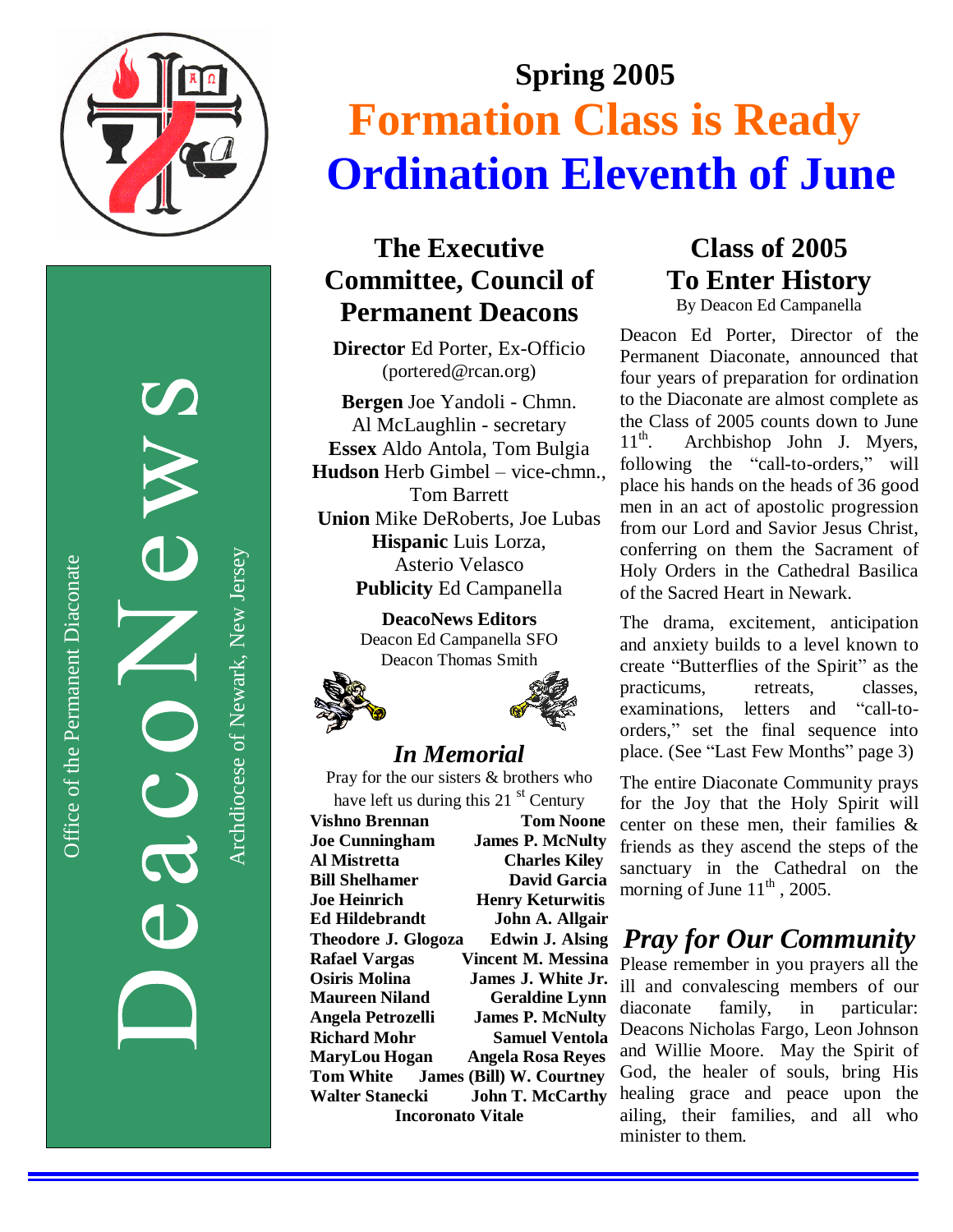DeacoNews

Office of the Permanent Diaconate

Archdiocese of Newark, New Jersey

# Spring 2005

# Formation Class is Ready

# Ordination Eleventh of June

## The Executive Committee, Council of Permanent Deacons

**Director** Ed Porter, Ex-Officio (portered@rcan.org)

**Bergen** Joe Yandoli - Chmn.
Al McLaughlin - secretary

**Essex** Aldo Antola, Tom Bulgia

**Hudson** Herb Gimbel – vice-chmn., Tom Barrett

**Union** Mike DeRoberts, Joe Lubas

**Hispanic** Luis Lorza, Asterio Velasco

**Publicity** Ed Campanella

**DeacoNews Editors**
Deacon Ed Campanella SFO
Deacon Thomas Smith

## *In Memorial*

Pray for the our sisters & brothers who have left us during this 21st Century

| | |
|---|---|
| **Vishno Brennan** | **Tom Noone** |
| **Joe Cunningham** | **James P. McNulty** |
| **Al Mistretta** | **Charles Kiley** |
| **Bill Shelhamer** | **David Garcia** |
| **Joe Heinrich** | **Henry Keturwitis** |
| **Ed Hildebrandt** | **John A. Allgair** |
| **Theodore J. Glogoza** | **Edwin J. Alsing** |
| **Rafael Vargas** | **Vincent M. Messina** |
| **Osiris Molina** | **James J. White Jr.** |
| **Maureen Niland** | **Geraldine Lynn** |
| **Angela Petrozelli** | **James P. McNulty** |
| **Richard Mohr** | **Samuel Ventola** |
| **MaryLou Hogan** | **Angela Rosa Reyes** |
| **Tom White** | **James (Bill) W. Courtney** |
| **Walter Stanecki** | **John T. McCarthy** |
| **Incoronato Vitale** | |

## Class of 2005 To Enter History

By Deacon Ed Campanella

Deacon Ed Porter, Director of the Permanent Diaconate, announced that four years of preparation for ordination to the Diaconate are almost complete as the Class of 2005 counts down to June 11th. Archbishop John J. Myers, following the "call-to-orders," will place his hands on the heads of 36 good men in an act of apostolic progression from our Lord and Savior Jesus Christ, conferring on them the Sacrament of Holy Orders in the Cathedral Basilica of the Sacred Heart in Newark.

The drama, excitement, anticipation and anxiety builds to a level known to create "Butterflies of the Spirit" as the practicums, retreats, classes, examinations, letters and "call-to-orders," set the final sequence into place. (See "Last Few Months" page 3)

The entire Diaconate Community prays for the Joy that the Holy Spirit will center on these men, their families & friends as they ascend the steps of the sanctuary in the Cathedral on the morning of June 11th, 2005.

## *Pray for Our Community*

Please remember in you prayers all the ill and convalescing members of our diaconate family, in particular: Deacons Nicholas Fargo, Leon Johnson and Willie Moore. May the Spirit of God, the healer of souls, bring His healing grace and peace upon the ailing, their families, and all who minister to them.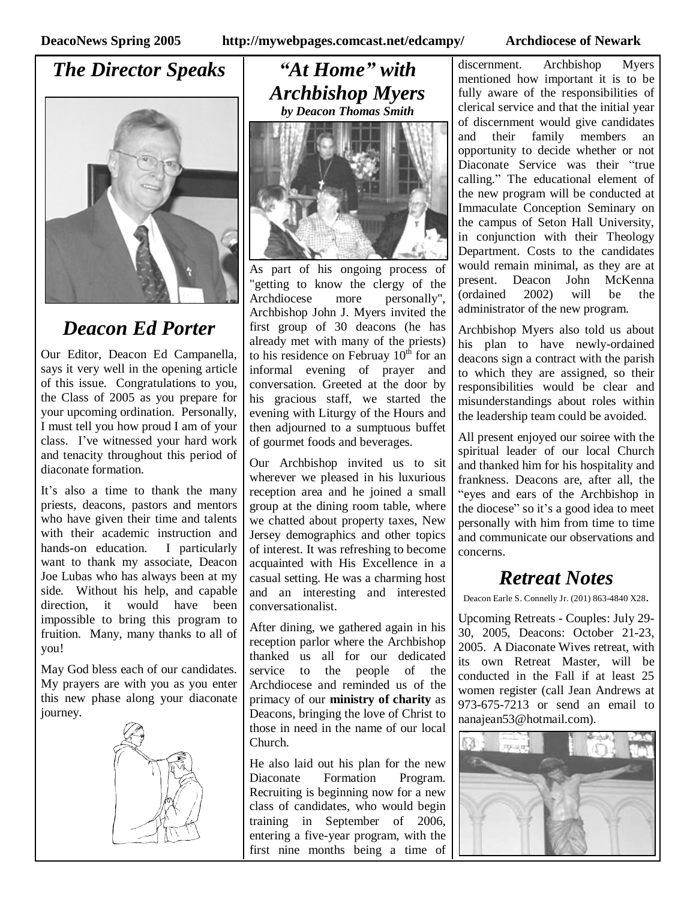## *The Director Speaks*

## *Deacon Ed Porter*

Our Editor, Deacon Ed Campanella, says it very well in the opening article of this issue. Congratulations to you, the Class of 2005 as you prepare for your upcoming ordination. Personally, I must tell you how proud I am of your class. I've witnessed your hard work and tenacity throughout this period of diaconate formation.

It's also a time to thank the many priests, deacons, pastors and mentors who have given their time and talents with their academic instruction and hands-on education. I particularly want to thank my associate, Deacon Joe Lubas who has always been at my side. Without his help, and capable direction, it would have been impossible to bring this program to fruition. Many, many thanks to all of you!

May God bless each of our candidates. My prayers are with you as you enter this new phase along your diaconate journey.

## *"At Home" with Archbishop Myers*

***by Deacon Thomas Smith***

As part of his ongoing process of "getting to know the clergy of the Archdiocese more personally", Archbishop John J. Myers invited the first group of 30 deacons (he has already met with many of the priests) to his residence on Februay 10th for an informal evening of prayer and conversation. Greeted at the door by his gracious staff, we started the evening with Liturgy of the Hours and then adjourned to a sumptuous buffet of gourmet foods and beverages.

Our Archbishop invited us to sit wherever we pleased in his luxurious reception area and he joined a small group at the dining room table, where we chatted about property taxes, New Jersey demographics and other topics of interest. It was refreshing to become acquainted with His Excellence in a casual setting. He was a charming host and an interesting and interested conversationalist.

After dining, we gathered again in his reception parlor where the Archbishop thanked us all for our dedicated service to the people of the Archdiocese and reminded us of the primacy of our **ministry of charity** as Deacons, bringing the love of Christ to those in need in the name of our local Church.

He also laid out his plan for the new Diaconate Formation Program. Recruiting is beginning now for a new class of candidates, who would begin training in September of 2006, entering a five-year program, with the first nine months being a time of discernment. Archbishop Myers mentioned how important it is to be fully aware of the responsibilities of clerical service and that the initial year of discernment would give candidates and their family members an opportunity to decide whether or not Diaconate Service was their "true calling." The educational element of the new program will be conducted at Immaculate Conception Seminary on the campus of Seton Hall University, in conjunction with their Theology Department. Costs to the candidates would remain minimal, as they are at present. Deacon John McKenna (ordained 2002) will be the administrator of the new program.

Archbishop Myers also told us about his plan to have newly-ordained deacons sign a contract with the parish to which they are assigned, so their responsibilities would be clear and misunderstandings about roles within the leadership team could be avoided.

All present enjoyed our soiree with the spiritual leader of our local Church and thanked him for his hospitality and frankness. Deacons are, after all, the "eyes and ears of the Archbishop in the diocese" so it's a good idea to meet personally with him from time to time and communicate our observations and concerns.

## *Retreat Notes*

Deacon Earle S. Connelly Jr. (201) 863-4840 X28.

Upcoming Retreats - Couples: July 29-30, 2005, Deacons: October 21-23, 2005. A Diaconate Wives retreat, with its own Retreat Master, will be conducted in the Fall if at least 25 women register (call Jean Andrews at 973-675-7213 or send an email to nanajean53@hotmail.com).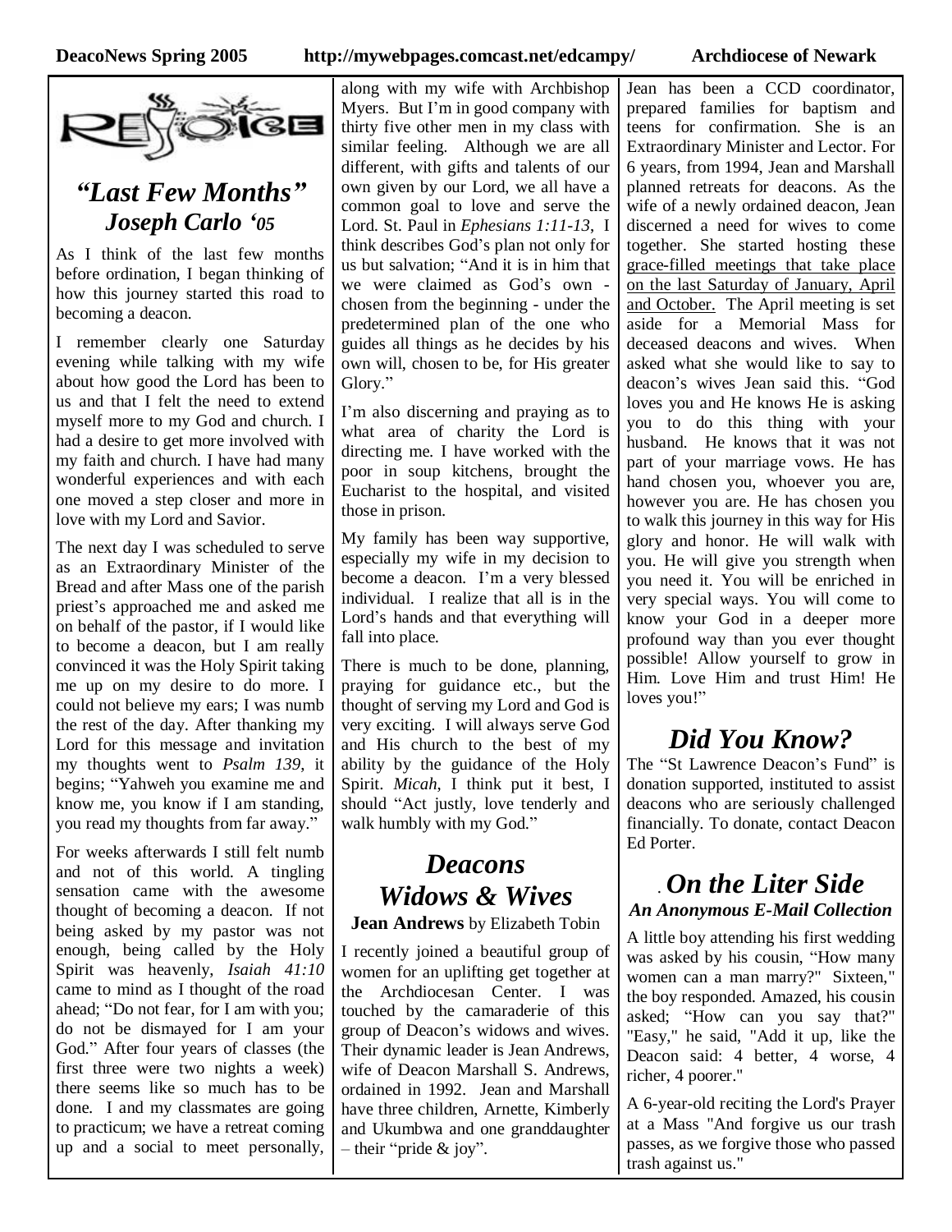# “Last Few Months”

## Joseph Carlo ‘05

As I think of the last few months before ordination, I began thinking of how this journey started this road to becoming a deacon.

I remember clearly one Saturday evening while talking with my wife about how good the Lord has been to us and that I felt the need to extend myself more to my God and church. I had a desire to get more involved with my faith and church. I have had many wonderful experiences and with each one moved a step closer and more in love with my Lord and Savior.

The next day I was scheduled to serve as an Extraordinary Minister of the Bread and after Mass one of the parish priest’s approached me and asked me on behalf of the pastor, if I would like to become a deacon, but I am really convinced it was the Holy Spirit taking me up on my desire to do more. I could not believe my ears; I was numb the rest of the day. After thanking my Lord for this message and invitation my thoughts went to *Psalm 139*, it begins; “Yahweh you examine me and know me, you know if I am standing, you read my thoughts from far away.”

For weeks afterwards I still felt numb and not of this world. A tingling sensation came with the awesome thought of becoming a deacon. If not being asked by my pastor was not enough, being called by the Holy Spirit was heavenly, *Isaiah 41:10* came to mind as I thought of the road ahead; “Do not fear, for I am with you; do not be dismayed for I am your God.” After four years of classes (the first three were two nights a week) there seems like so much has to be done. I and my classmates are going to practicum; we have a retreat coming up and a social to meet personally, along with my wife with Archbishop Myers. But I’m in good company with thirty five other men in my class with similar feeling. Although we are all different, with gifts and talents of our own given by our Lord, we all have a common goal to love and serve the Lord. St. Paul in *Ephesians 1:11-13*, I think describes God’s plan not only for us but salvation; “And it is in him that we were claimed as God’s own - chosen from the beginning - under the predetermined plan of the one who guides all things as he decides by his own will, chosen to be, for His greater Glory.”

I’m also discerning and praying as to what area of charity the Lord is directing me. I have worked with the poor in soup kitchens, brought the Eucharist to the hospital, and visited those in prison.

My family has been way supportive, especially my wife in my decision to become a deacon. I’m a very blessed individual. I realize that all is in the Lord’s hands and that everything will fall into place.

There is much to be done, planning, praying for guidance etc., but the thought of serving my Lord and God is very exciting. I will always serve God and His church to the best of my ability by the guidance of the Holy Spirit. *Micah*, I think put it best, I should “Act justly, love tenderly and walk humbly with my God.”

# Deacons Widows & Wives

**Jean Andrews** by Elizabeth Tobin

I recently joined a beautiful group of women for an uplifting get together at the Archdiocesan Center. I was touched by the camaraderie of this group of Deacon’s widows and wives. Their dynamic leader is Jean Andrews, wife of Deacon Marshall S. Andrews, ordained in 1992. Jean and Marshall have three children, Arnette, Kimberly and Ukumbwa and one granddaughter – their “pride & joy”.

Jean has been a CCD coordinator, prepared families for baptism and teens for confirmation. She is an Extraordinary Minister and Lector. For 6 years, from 1994, Jean and Marshall planned retreats for deacons. As the wife of a newly ordained deacon, Jean discerned a need for wives to come together. She started hosting these grace-filled meetings that take place on the last Saturday of January, April and October. The April meeting is set aside for a Memorial Mass for deceased deacons and wives. When asked what she would like to say to deacon’s wives Jean said this. “God loves you and He knows He is asking you to do this thing with your husband. He knows that it was not part of your marriage vows. He has hand chosen you, whoever you are, however you are. He has chosen you to walk this journey in this way for His glory and honor. He will walk with you. He will give you strength when you need it. You will be enriched in very special ways. You will come to know your God in a deeper more profound way than you ever thought possible! Allow yourself to grow in Him. Love Him and trust Him! He loves you!”

# Did You Know?

The “St Lawrence Deacon’s Fund” is donation supported, instituted to assist deacons who are seriously challenged financially. To donate, contact Deacon Ed Porter.

# On the Liter Side

### An Anonymous E-Mail Collection

A little boy attending his first wedding was asked by his cousin, “How many women can a man marry?" Sixteen," the boy responded. Amazed, his cousin asked; “How can you say that?" "Easy," he said, "Add it up, like the Deacon said: 4 better, 4 worse, 4 richer, 4 poorer."

A 6-year-old reciting the Lord's Prayer at a Mass "And forgive us our trash passes, as we forgive those who passed trash against us."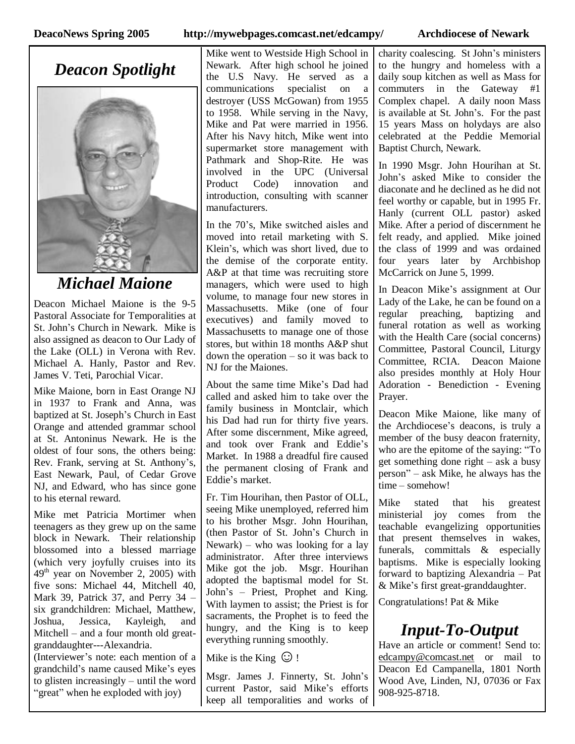## *Deacon Spotlight*

## *Michael Maione*

Deacon Michael Maione is the 9-5 Pastoral Associate for Temporalities at St. John's Church in Newark. Mike is also assigned as deacon to Our Lady of the Lake (OLL) in Verona with Rev. Michael A. Hanly, Pastor and Rev. James V. Teti, Parochial Vicar.

Mike Maione, born in East Orange NJ in 1937 to Frank and Anna, was baptized at St. Joseph's Church in East Orange and attended grammar school at St. Antoninus Newark. He is the oldest of four sons, the others being: Rev. Frank, serving at St. Anthony's, East Newark, Paul, of Cedar Grove NJ, and Edward, who has since gone to his eternal reward.

Mike met Patricia Mortimer when teenagers as they grew up on the same block in Newark. Their relationship blossomed into a blessed marriage (which very joyfully cruises into its 49th year on November 2, 2005) with five sons: Michael 44, Mitchell 40, Mark 39, Patrick 37, and Perry 34 – six grandchildren: Michael, Matthew, Joshua, Jessica, Kayleigh, and Mitchell – and a four month old great-granddaughter---Alexandria.

(Interviewer's note: each mention of a grandchild's name caused Mike's eyes to glisten increasingly – until the word "great" when he exploded with joy)

Mike went to Westside High School in Newark. After high school he joined the U.S Navy. He served as a communications specialist on a destroyer (USS McGowan) from 1955 to 1958. While serving in the Navy, Mike and Pat were married in 1956. After his Navy hitch, Mike went into supermarket store management with Pathmark and Shop-Rite. He was involved in the UPC (Universal Product Code) innovation and introduction, consulting with scanner manufacturers.

In the 70's, Mike switched aisles and moved into retail marketing with S. Klein's, which was short lived, due to the demise of the corporate entity. A&P at that time was recruiting store managers, which were used to high volume, to manage four new stores in Massachusetts. Mike (one of four executives) and family moved to Massachusetts to manage one of those stores, but within 18 months A&P shut down the operation – so it was back to NJ for the Maiones.

About the same time Mike's Dad had called and asked him to take over the family business in Montclair, which his Dad had run for thirty five years. After some discernment, Mike agreed, and took over Frank and Eddie's Market. In 1988 a dreadful fire caused the permanent closing of Frank and Eddie's market.

Fr. Tim Hourihan, then Pastor of OLL, seeing Mike unemployed, referred him to his brother Msgr. John Hourihan, (then Pastor of St. John's Church in Newark) – who was looking for a lay administrator. After three interviews Mike got the job. Msgr. Hourihan adopted the baptismal model for St. John's – Priest, Prophet and King. With laymen to assist; the Priest is for sacraments, the Prophet is to feed the hungry, and the King is to keep everything running smoothly.

Mike is the King ☺ !

Msgr. James J. Finnerty, St. John's current Pastor, said Mike's efforts keep all temporalities and works of charity coalescing. St John's ministers to the hungry and homeless with a daily soup kitchen as well as Mass for commuters in the Gateway #1 Complex chapel. A daily noon Mass is available at St. John's. For the past 15 years Mass on holydays are also celebrated at the Peddie Memorial Baptist Church, Newark.

In 1990 Msgr. John Hourihan at St. John's asked Mike to consider the diaconate and he declined as he did not feel worthy or capable, but in 1995 Fr. Hanly (current OLL pastor) asked Mike. After a period of discernment he felt ready, and applied. Mike joined the class of 1999 and was ordained four years later by Archbishop McCarrick on June 5, 1999.

In Deacon Mike's assignment at Our Lady of the Lake, he can be found on a regular preaching, baptizing and funeral rotation as well as working with the Health Care (social concerns) Committee, Pastoral Council, Liturgy Committee, RCIA. Deacon Maione also presides monthly at Holy Hour Adoration - Benediction - Evening Prayer.

Deacon Mike Maione, like many of the Archdiocese's deacons, is truly a member of the busy deacon fraternity, who are the epitome of the saying: "To get something done right – ask a busy person" – ask Mike, he always has the time – somehow!

Mike stated that his greatest ministerial joy comes from the teachable evangelizing opportunities that present themselves in wakes, funerals, committals & especially baptisms. Mike is especially looking forward to baptizing Alexandria – Pat & Mike's first great-granddaughter.

Congratulations! Pat & Mike

## *Input-To-Output*

Have an article or comment! Send to: edcampy@comcast.net or mail to Deacon Ed Campanella, 1801 North Wood Ave, Linden, NJ, 07036 or Fax 908-925-8718.